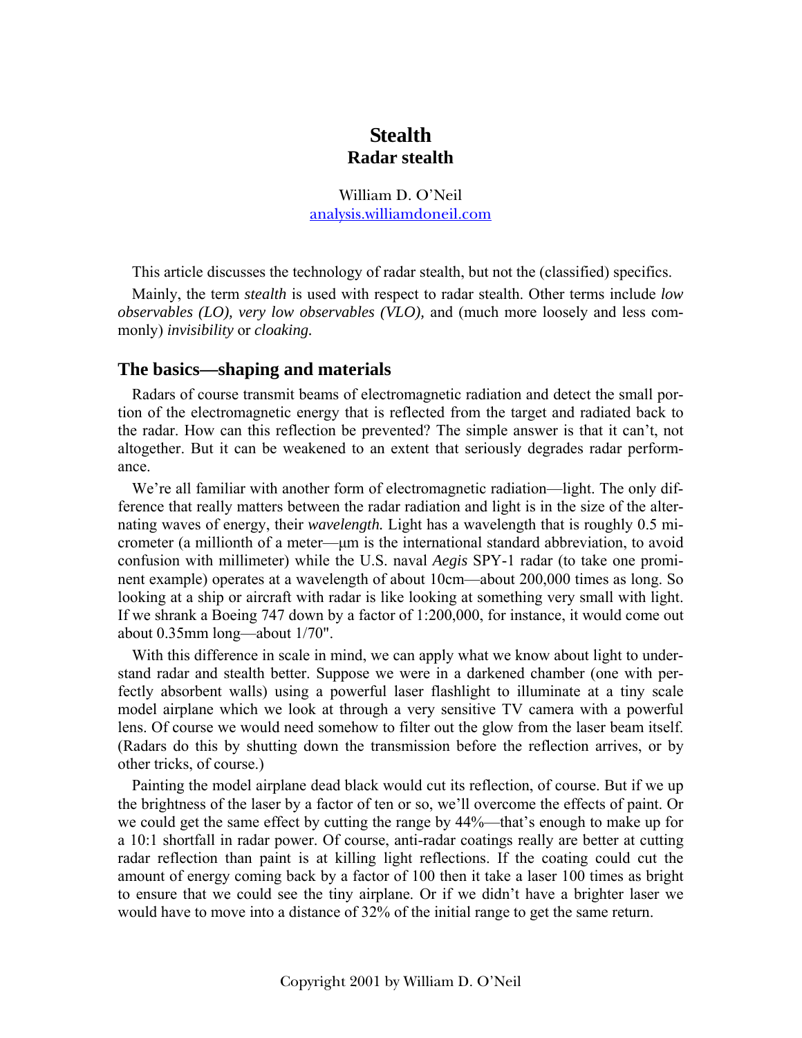# Stealth
## Radar stealth

William D. O'Neil
analysis.williamdoneil.com

This article discusses the technology of radar stealth, but not the (classified) specifics.

Mainly, the term *stealth* is used with respect to radar stealth. Other terms include *low observables (LO), very low observables (VLO),* and (much more loosely and less commonly) *invisibility* or *cloaking.*

### The basics—shaping and materials

Radars of course transmit beams of electromagnetic radiation and detect the small portion of the electromagnetic energy that is reflected from the target and radiated back to the radar. How can this reflection be prevented? The simple answer is that it can't, not altogether. But it can be weakened to an extent that seriously degrades radar performance.

We're all familiar with another form of electromagnetic radiation—light. The only difference that really matters between the radar radiation and light is in the size of the alternating waves of energy, their *wavelength.* Light has a wavelength that is roughly 0.5 micrometer (a millionth of a meter—μm is the international standard abbreviation, to avoid confusion with millimeter) while the U.S. naval *Aegis* SPY-1 radar (to take one prominent example) operates at a wavelength of about 10cm—about 200,000 times as long. So looking at a ship or aircraft with radar is like looking at something very small with light. If we shrank a Boeing 747 down by a factor of 1:200,000, for instance, it would come out about 0.35mm long—about 1/70".

With this difference in scale in mind, we can apply what we know about light to understand radar and stealth better. Suppose we were in a darkened chamber (one with perfectly absorbent walls) using a powerful laser flashlight to illuminate at a tiny scale model airplane which we look at through a very sensitive TV camera with a powerful lens. Of course we would need somehow to filter out the glow from the laser beam itself. (Radars do this by shutting down the transmission before the reflection arrives, or by other tricks, of course.)

Painting the model airplane dead black would cut its reflection, of course. But if we up the brightness of the laser by a factor of ten or so, we'll overcome the effects of paint. Or we could get the same effect by cutting the range by 44%—that's enough to make up for a 10:1 shortfall in radar power. Of course, anti-radar coatings really are better at cutting radar reflection than paint is at killing light reflections. If the coating could cut the amount of energy coming back by a factor of 100 then it take a laser 100 times as bright to ensure that we could see the tiny airplane. Or if we didn't have a brighter laser we would have to move into a distance of 32% of the initial range to get the same return.

Copyright 2001 by William D. O'Neil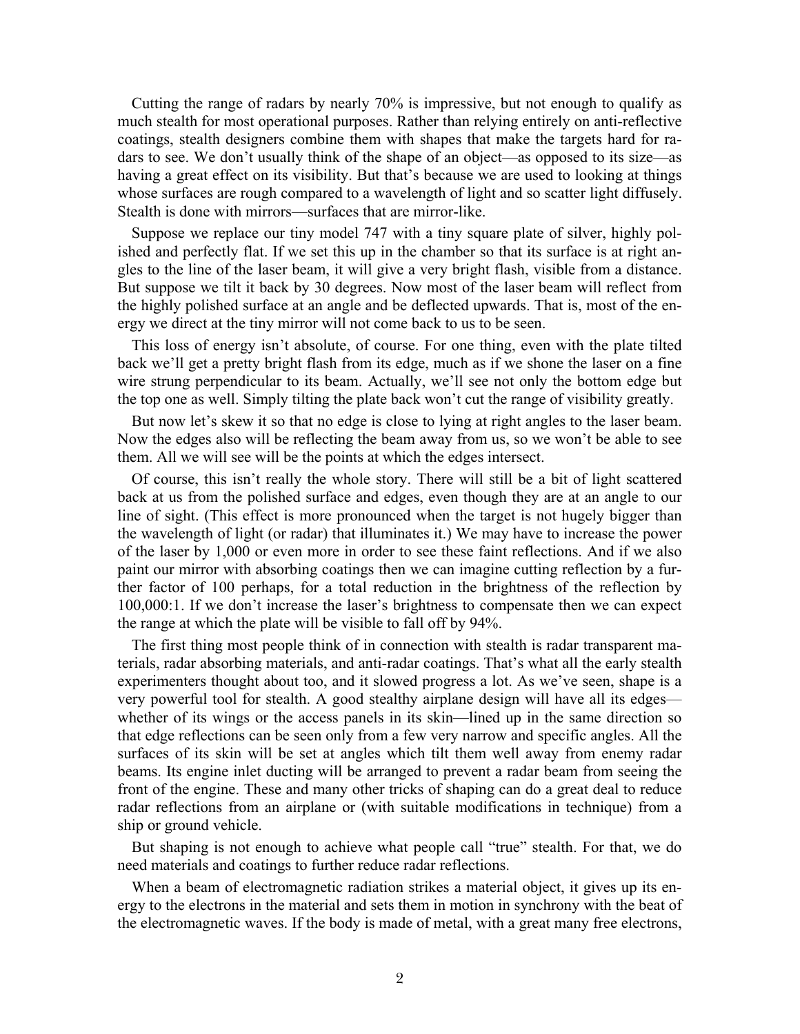Cutting the range of radars by nearly 70% is impressive, but not enough to qualify as much stealth for most operational purposes. Rather than relying entirely on anti-reflective coatings, stealth designers combine them with shapes that make the targets hard for radars to see. We don't usually think of the shape of an object—as opposed to its size—as having a great effect on its visibility. But that's because we are used to looking at things whose surfaces are rough compared to a wavelength of light and so scatter light diffusely. Stealth is done with mirrors—surfaces that are mirror-like.

Suppose we replace our tiny model 747 with a tiny square plate of silver, highly polished and perfectly flat. If we set this up in the chamber so that its surface is at right angles to the line of the laser beam, it will give a very bright flash, visible from a distance. But suppose we tilt it back by 30 degrees. Now most of the laser beam will reflect from the highly polished surface at an angle and be deflected upwards. That is, most of the energy we direct at the tiny mirror will not come back to us to be seen.

This loss of energy isn't absolute, of course. For one thing, even with the plate tilted back we'll get a pretty bright flash from its edge, much as if we shone the laser on a fine wire strung perpendicular to its beam. Actually, we'll see not only the bottom edge but the top one as well. Simply tilting the plate back won't cut the range of visibility greatly.

But now let's skew it so that no edge is close to lying at right angles to the laser beam. Now the edges also will be reflecting the beam away from us, so we won't be able to see them. All we will see will be the points at which the edges intersect.

Of course, this isn't really the whole story. There will still be a bit of light scattered back at us from the polished surface and edges, even though they are at an angle to our line of sight. (This effect is more pronounced when the target is not hugely bigger than the wavelength of light (or radar) that illuminates it.) We may have to increase the power of the laser by 1,000 or even more in order to see these faint reflections. And if we also paint our mirror with absorbing coatings then we can imagine cutting reflection by a further factor of 100 perhaps, for a total reduction in the brightness of the reflection by 100,000:1. If we don't increase the laser's brightness to compensate then we can expect the range at which the plate will be visible to fall off by 94%.

The first thing most people think of in connection with stealth is radar transparent materials, radar absorbing materials, and anti-radar coatings. That's what all the early stealth experimenters thought about too, and it slowed progress a lot. As we've seen, shape is a very powerful tool for stealth. A good stealthy airplane design will have all its edges—whether of its wings or the access panels in its skin—lined up in the same direction so that edge reflections can be seen only from a few very narrow and specific angles. All the surfaces of its skin will be set at angles which tilt them well away from enemy radar beams. Its engine inlet ducting will be arranged to prevent a radar beam from seeing the front of the engine. These and many other tricks of shaping can do a great deal to reduce radar reflections from an airplane or (with suitable modifications in technique) from a ship or ground vehicle.

But shaping is not enough to achieve what people call "true" stealth. For that, we do need materials and coatings to further reduce radar reflections.

When a beam of electromagnetic radiation strikes a material object, it gives up its energy to the electrons in the material and sets them in motion in synchrony with the beat of the electromagnetic waves. If the body is made of metal, with a great many free electrons,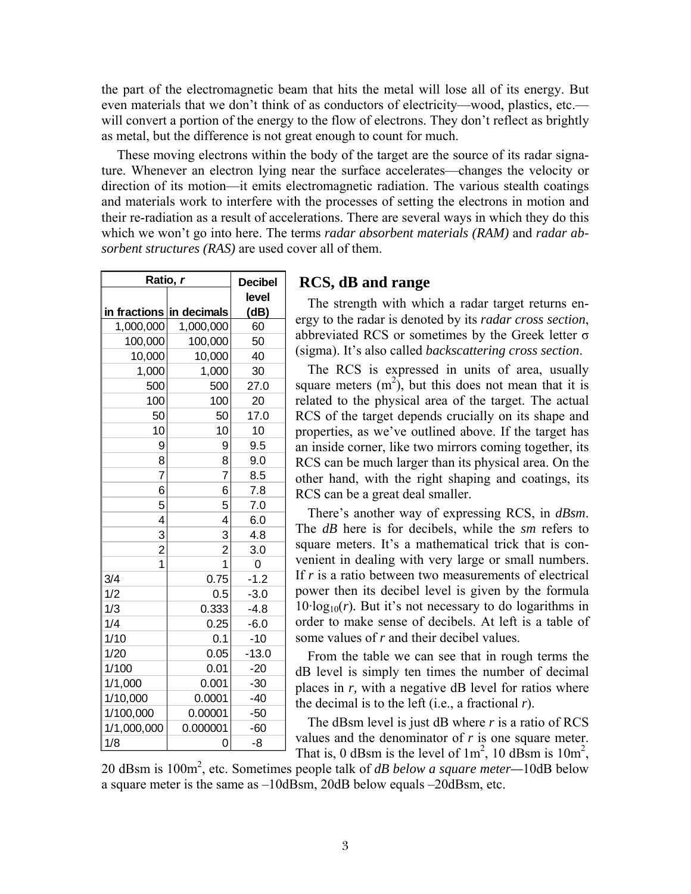the part of the electromagnetic beam that hits the metal will lose all of its energy. But even materials that we don't think of as conductors of electricity—wood, plastics, etc.—will convert a portion of the energy to the flow of electrons. They don't reflect as brightly as metal, but the difference is not great enough to count for much.

These moving electrons within the body of the target are the source of its radar signature. Whenever an electron lying near the surface accelerates—changes the velocity or direction of its motion—it emits electromagnetic radiation. The various stealth coatings and materials work to interfere with the processes of setting the electrons in motion and their re-radiation as a result of accelerations. There are several ways in which they do this which we won't go into here. The terms *radar absorbent materials (RAM)* and *radar absorbent structures (RAS)* are used cover all of them.

| Ratio, *r* | | Decibel level |
|---|---|---|
| in fractions | in decimals | (dB) |
| 1,000,000 | 1,000,000 | 60 |
| 100,000 | 100,000 | 50 |
| 10,000 | 10,000 | 40 |
| 1,000 | 1,000 | 30 |
| 500 | 500 | 27.0 |
| 100 | 100 | 20 |
| 50 | 50 | 17.0 |
| 10 | 10 | 10 |
| 9 | 9 | 9.5 |
| 8 | 8 | 9.0 |
| 7 | 7 | 8.5 |
| 6 | 6 | 7.8 |
| 5 | 5 | 7.0 |
| 4 | 4 | 6.0 |
| 3 | 3 | 4.8 |
| 2 | 2 | 3.0 |
| 1 | 1 | 0 |
| 3/4 | 0.75 | -1.2 |
| 1/2 | 0.5 | -3.0 |
| 1/3 | 0.333 | -4.8 |
| 1/4 | 0.25 | -6.0 |
| 1/10 | 0.1 | -10 |
| 1/20 | 0.05 | -13.0 |
| 1/100 | 0.01 | -20 |
| 1/1,000 | 0.001 | -30 |
| 1/10,000 | 0.0001 | -40 |
| 1/100,000 | 0.00001 | -50 |
| 1/1,000,000 | 0.000001 | -60 |
| 1/8 | 0 | -8 |

## RCS, dB and range

The strength with which a radar target returns energy to the radar is denoted by its *radar cross section*, abbreviated RCS or sometimes by the Greek letter σ (sigma). It's also called *backscattering cross section*.

The RCS is expressed in units of area, usually square meters ($m^2$), but this does not mean that it is related to the physical area of the target. The actual RCS of the target depends crucially on its shape and properties, as we've outlined above. If the target has an inside corner, like two mirrors coming together, its RCS can be much larger than its physical area. On the other hand, with the right shaping and coatings, its RCS can be a great deal smaller.

There's another way of expressing RCS, in *dBsm*. The *dB* here is for decibels, while the *sm* refers to square meters. It's a mathematical trick that is convenient in dealing with very large or small numbers. If *r* is a ratio between two measurements of electrical power then its decibel level is given by the formula $10 \cdot \log_{10}(r)$. But it's not necessary to do logarithms in order to make sense of decibels. At left is a table of some values of *r* and their decibel values.

From the table we can see that in rough terms the dB level is simply ten times the number of decimal places in *r*, with a negative dB level for ratios where the decimal is to the left (i.e., a fractional *r*).

The dBsm level is just dB where *r* is a ratio of RCS values and the denominator of *r* is one square meter. That is, 0 dBsm is the level of $1m^2$, 10 dBsm is $10m^2$, 20 dBsm is $100m^2$, etc. Sometimes people talk of *dB below a square meter*—10dB below a square meter is the same as –10dBsm, 20dB below equals –20dBsm, etc.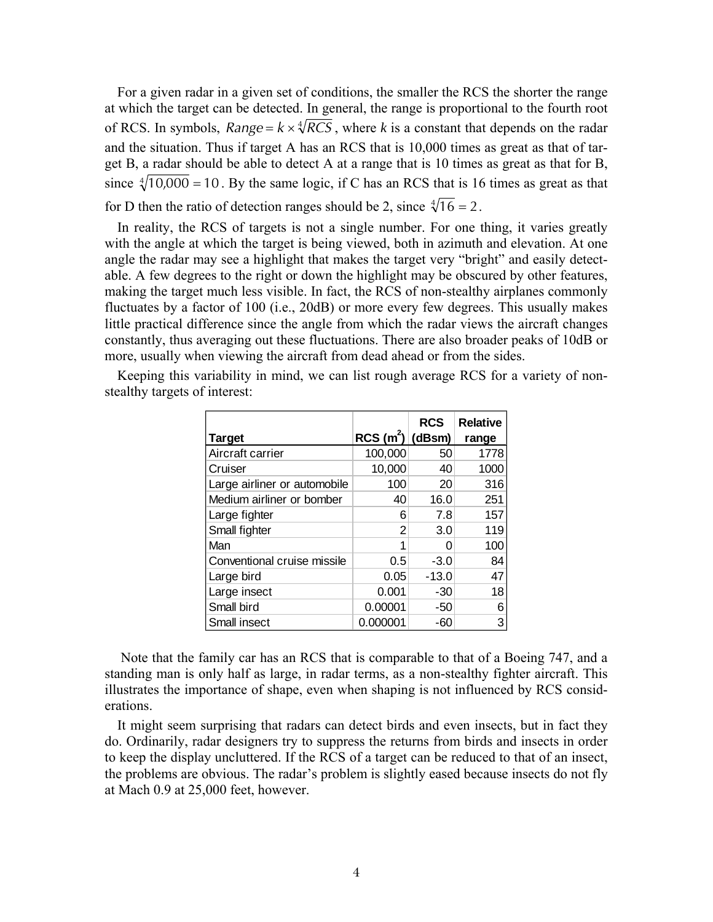For a given radar in a given set of conditions, the smaller the RCS the shorter the range at which the target can be detected. In general, the range is proportional to the fourth root of RCS. In symbols, $Range = k \times \sqrt[4]{RCS}$, where *k* is a constant that depends on the radar and the situation. Thus if target A has an RCS that is 10,000 times as great as that of target B, a radar should be able to detect A at a range that is 10 times as great as that for B, since $\sqrt[4]{10{,}000} = 10$. By the same logic, if C has an RCS that is 16 times as great as that for D then the ratio of detection ranges should be 2, since $\sqrt[4]{16} = 2$.

In reality, the RCS of targets is not a single number. For one thing, it varies greatly with the angle at which the target is being viewed, both in azimuth and elevation. At one angle the radar may see a highlight that makes the target very "bright" and easily detectable. A few degrees to the right or down the highlight may be obscured by other features, making the target much less visible. In fact, the RCS of non-stealthy airplanes commonly fluctuates by a factor of 100 (i.e., 20dB) or more every few degrees. This usually makes little practical difference since the angle from which the radar views the aircraft changes constantly, thus averaging out these fluctuations. There are also broader peaks of 10dB or more, usually when viewing the aircraft from dead ahead or from the sides.

Keeping this variability in mind, we can list rough average RCS for a variety of non-stealthy targets of interest:

| Target | RCS ($m^2$) | RCS (dBsm) | Relative range |
|---|---|---|---|
| Aircraft carrier | 100,000 | 50 | 1778 |
| Cruiser | 10,000 | 40 | 1000 |
| Large airliner or automobile | 100 | 20 | 316 |
| Medium airliner or bomber | 40 | 16.0 | 251 |
| Large fighter | 6 | 7.8 | 157 |
| Small fighter | 2 | 3.0 | 119 |
| Man | 1 | 0 | 100 |
| Conventional cruise missile | 0.5 | -3.0 | 84 |
| Large bird | 0.05 | -13.0 | 47 |
| Large insect | 0.001 | -30 | 18 |
| Small bird | 0.00001 | -50 | 6 |
| Small insect | 0.000001 | -60 | 3 |

Note that the family car has an RCS that is comparable to that of a Boeing 747, and a standing man is only half as large, in radar terms, as a non-stealthy fighter aircraft. This illustrates the importance of shape, even when shaping is not influenced by RCS considerations.

It might seem surprising that radars can detect birds and even insects, but in fact they do. Ordinarily, radar designers try to suppress the returns from birds and insects in order to keep the display uncluttered. If the RCS of a target can be reduced to that of an insect, the problems are obvious. The radar's problem is slightly eased because insects do not fly at Mach 0.9 at 25,000 feet, however.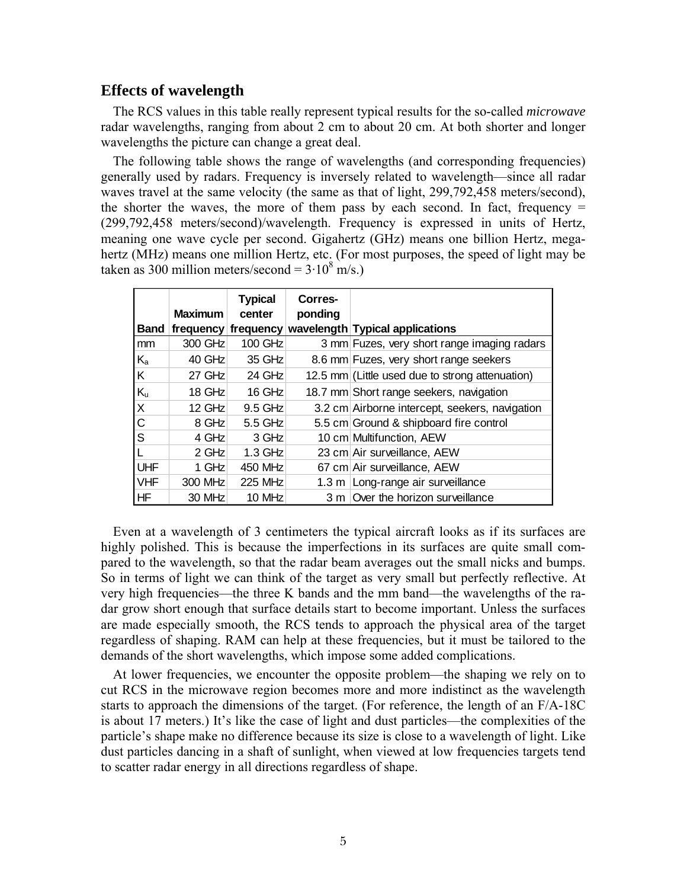## Effects of wavelength

The RCS values in this table really represent typical results for the so-called *microwave* radar wavelengths, ranging from about 2 cm to about 20 cm. At both shorter and longer wavelengths the picture can change a great deal.

The following table shows the range of wavelengths (and corresponding frequencies) generally used by radars. Frequency is inversely related to wavelength—since all radar waves travel at the same velocity (the same as that of light, 299,792,458 meters/second), the shorter the waves, the more of them pass by each second. In fact, frequency = (299,792,458 meters/second)/wavelength. Frequency is expressed in units of Hertz, meaning one wave cycle per second. Gigahertz (GHz) means one billion Hertz, megahertz (MHz) means one million Hertz, etc. (For most purposes, the speed of light may be taken as 300 million meters/second = $3 \cdot 10^8$ m/s.)

| Band | Maximum frequency | Typical center frequency | Corresponding wavelength | Typical applications |
|---|---|---|---|---|
| mm | 300 GHz | 100 GHz | 3 mm | Fuzes, very short range imaging radars |
| $K_a$ | 40 GHz | 35 GHz | 8.6 mm | Fuzes, very short range seekers |
| K | 27 GHz | 24 GHz | 12.5 mm | (Little used due to strong attenuation) |
| $K_u$ | 18 GHz | 16 GHz | 18.7 mm | Short range seekers, navigation |
| X | 12 GHz | 9.5 GHz | 3.2 cm | Airborne intercept, seekers, navigation |
| C | 8 GHz | 5.5 GHz | 5.5 cm | Ground & shipboard fire control |
| S | 4 GHz | 3 GHz | 10 cm | Multifunction, AEW |
| L | 2 GHz | 1.3 GHz | 23 cm | Air surveillance, AEW |
| UHF | 1 GHz | 450 MHz | 67 cm | Air surveillance, AEW |
| VHF | 300 MHz | 225 MHz | 1.3 m | Long-range air surveillance |
| HF | 30 MHz | 10 MHz | 3 m | Over the horizon surveillance |

Even at a wavelength of 3 centimeters the typical aircraft looks as if its surfaces are highly polished. This is because the imperfections in its surfaces are quite small compared to the wavelength, so that the radar beam averages out the small nicks and bumps. So in terms of light we can think of the target as very small but perfectly reflective. At very high frequencies—the three K bands and the mm band—the wavelengths of the radar grow short enough that surface details start to become important. Unless the surfaces are made especially smooth, the RCS tends to approach the physical area of the target regardless of shaping. RAM can help at these frequencies, but it must be tailored to the demands of the short wavelengths, which impose some added complications.

At lower frequencies, we encounter the opposite problem—the shaping we rely on to cut RCS in the microwave region becomes more and more indistinct as the wavelength starts to approach the dimensions of the target. (For reference, the length of an F/A-18C is about 17 meters.) It's like the case of light and dust particles—the complexities of the particle's shape make no difference because its size is close to a wavelength of light. Like dust particles dancing in a shaft of sunlight, when viewed at low frequencies targets tend to scatter radar energy in all directions regardless of shape.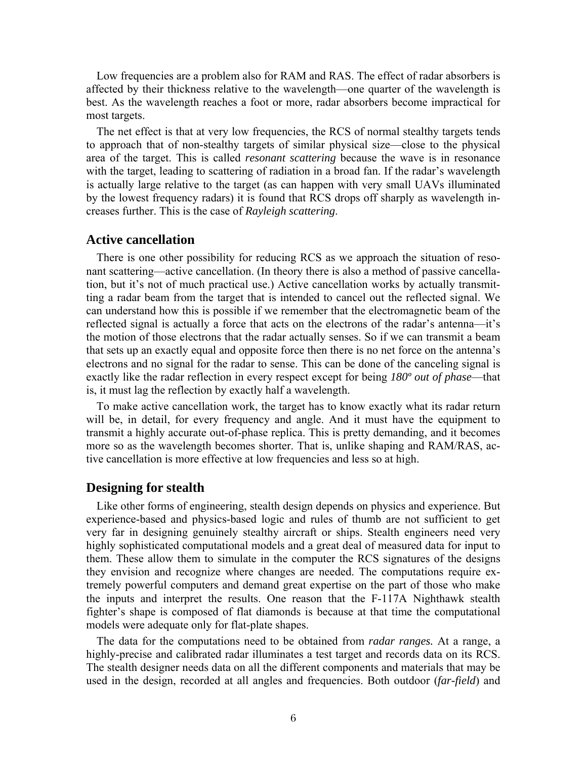Low frequencies are a problem also for RAM and RAS. The effect of radar absorbers is affected by their thickness relative to the wavelength—one quarter of the wavelength is best. As the wavelength reaches a foot or more, radar absorbers become impractical for most targets.

The net effect is that at very low frequencies, the RCS of normal stealthy targets tends to approach that of non-stealthy targets of similar physical size—close to the physical area of the target. This is called *resonant scattering* because the wave is in resonance with the target, leading to scattering of radiation in a broad fan. If the radar's wavelength is actually large relative to the target (as can happen with very small UAVs illuminated by the lowest frequency radars) it is found that RCS drops off sharply as wavelength increases further. This is the case of *Rayleigh scattering*.

## Active cancellation

There is one other possibility for reducing RCS as we approach the situation of resonant scattering—active cancellation. (In theory there is also a method of passive cancellation, but it's not of much practical use.) Active cancellation works by actually transmitting a radar beam from the target that is intended to cancel out the reflected signal. We can understand how this is possible if we remember that the electromagnetic beam of the reflected signal is actually a force that acts on the electrons of the radar's antenna—it's the motion of those electrons that the radar actually senses. So if we can transmit a beam that sets up an exactly equal and opposite force then there is no net force on the antenna's electrons and no signal for the radar to sense. This can be done of the canceling signal is exactly like the radar reflection in every respect except for being *180º out of phase*—that is, it must lag the reflection by exactly half a wavelength.

To make active cancellation work, the target has to know exactly what its radar return will be, in detail, for every frequency and angle. And it must have the equipment to transmit a highly accurate out-of-phase replica. This is pretty demanding, and it becomes more so as the wavelength becomes shorter. That is, unlike shaping and RAM/RAS, active cancellation is more effective at low frequencies and less so at high.

## Designing for stealth

Like other forms of engineering, stealth design depends on physics and experience. But experience-based and physics-based logic and rules of thumb are not sufficient to get very far in designing genuinely stealthy aircraft or ships. Stealth engineers need very highly sophisticated computational models and a great deal of measured data for input to them. These allow them to simulate in the computer the RCS signatures of the designs they envision and recognize where changes are needed. The computations require extremely powerful computers and demand great expertise on the part of those who make the inputs and interpret the results. One reason that the F-117A Nighthawk stealth fighter's shape is composed of flat diamonds is because at that time the computational models were adequate only for flat-plate shapes.

The data for the computations need to be obtained from *radar ranges.* At a range, a highly-precise and calibrated radar illuminates a test target and records data on its RCS. The stealth designer needs data on all the different components and materials that may be used in the design, recorded at all angles and frequencies. Both outdoor (*far-field*) and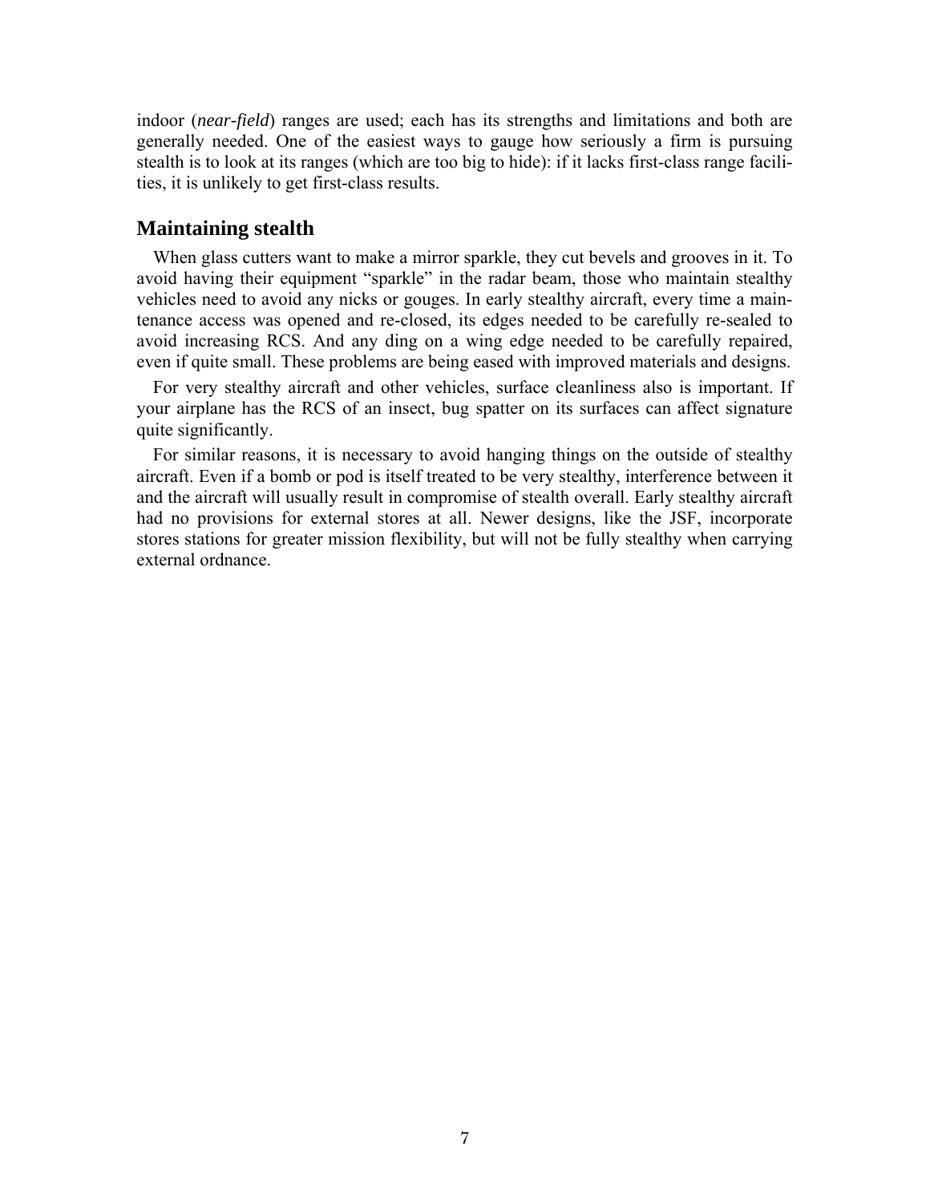indoor (*near-field*) ranges are used; each has its strengths and limitations and both are generally needed. One of the easiest ways to gauge how seriously a firm is pursuing stealth is to look at its ranges (which are too big to hide): if it lacks first-class range facilities, it is unlikely to get first-class results.

## Maintaining stealth

When glass cutters want to make a mirror sparkle, they cut bevels and grooves in it. To avoid having their equipment "sparkle" in the radar beam, those who maintain stealthy vehicles need to avoid any nicks or gouges. In early stealthy aircraft, every time a maintenance access was opened and re-closed, its edges needed to be carefully re-sealed to avoid increasing RCS. And any ding on a wing edge needed to be carefully repaired, even if quite small. These problems are being eased with improved materials and designs.

For very stealthy aircraft and other vehicles, surface cleanliness also is important. If your airplane has the RCS of an insect, bug spatter on its surfaces can affect signature quite significantly.

For similar reasons, it is necessary to avoid hanging things on the outside of stealthy aircraft. Even if a bomb or pod is itself treated to be very stealthy, interference between it and the aircraft will usually result in compromise of stealth overall. Early stealthy aircraft had no provisions for external stores at all. Newer designs, like the JSF, incorporate stores stations for greater mission flexibility, but will not be fully stealthy when carrying external ordnance.